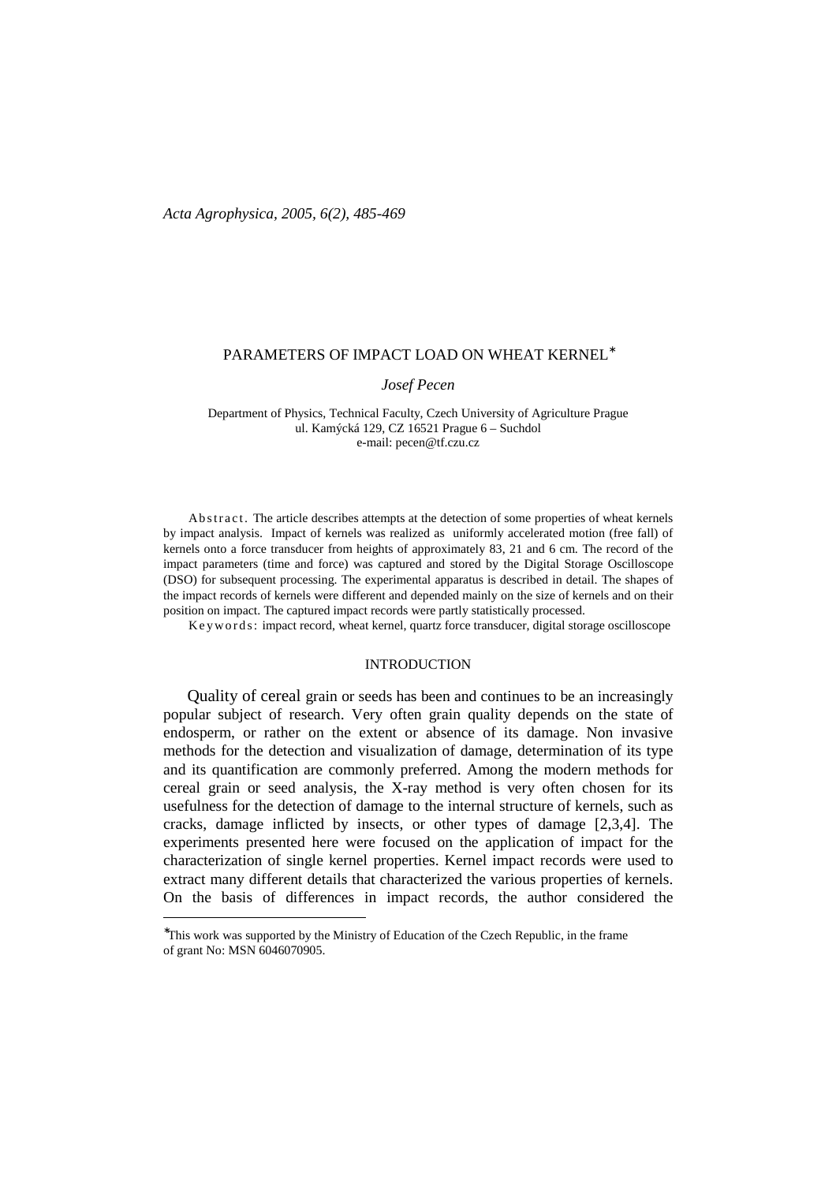# PARAMETERS OF IMPACT LOAD ON WHEAT KERNEL*

*Josef Pecen*

Department of Physics, Technical Faculty, Czech University of Agriculture Prague
ul. Kamýcká 129, CZ 16521 Prague 6 – Suchdol
e-mail: pecen@tf.czu.cz

**Abstract.** The article describes attempts at the detection of some properties of wheat kernels by impact analysis. Impact of kernels was realized as uniformly accelerated motion (free fall) of kernels onto a force transducer from heights of approximately 83, 21 and 6 cm. The record of the impact parameters (time and force) was captured and stored by the Digital Storage Oscilloscope (DSO) for subsequent processing. The experimental apparatus is described in detail. The shapes of the impact records of kernels were different and depended mainly on the size of kernels and on their position on impact. The captured impact records were partly statistically processed.

**Keywords:** impact record, wheat kernel, quartz force transducer, digital storage oscilloscope

## INTRODUCTION

Quality of cereal grain or seeds has been and continues to be an increasingly popular subject of research. Very often grain quality depends on the state of endosperm, or rather on the extent or absence of its damage. Non invasive methods for the detection and visualization of damage, determination of its type and its quantification are commonly preferred. Among the modern methods for cereal grain or seed analysis, the X-ray method is very often chosen for its usefulness for the detection of damage to the internal structure of kernels, such as cracks, damage inflicted by insects, or other types of damage [2,3,4]. The experiments presented here were focused on the application of impact for the characterization of single kernel properties. Kernel impact records were used to extract many different details that characterized the various properties of kernels. On the basis of differences in impact records, the author considered the

---

*This work was supported by the Ministry of Education of the Czech Republic, in the frame of grant No: MSN 6046070905.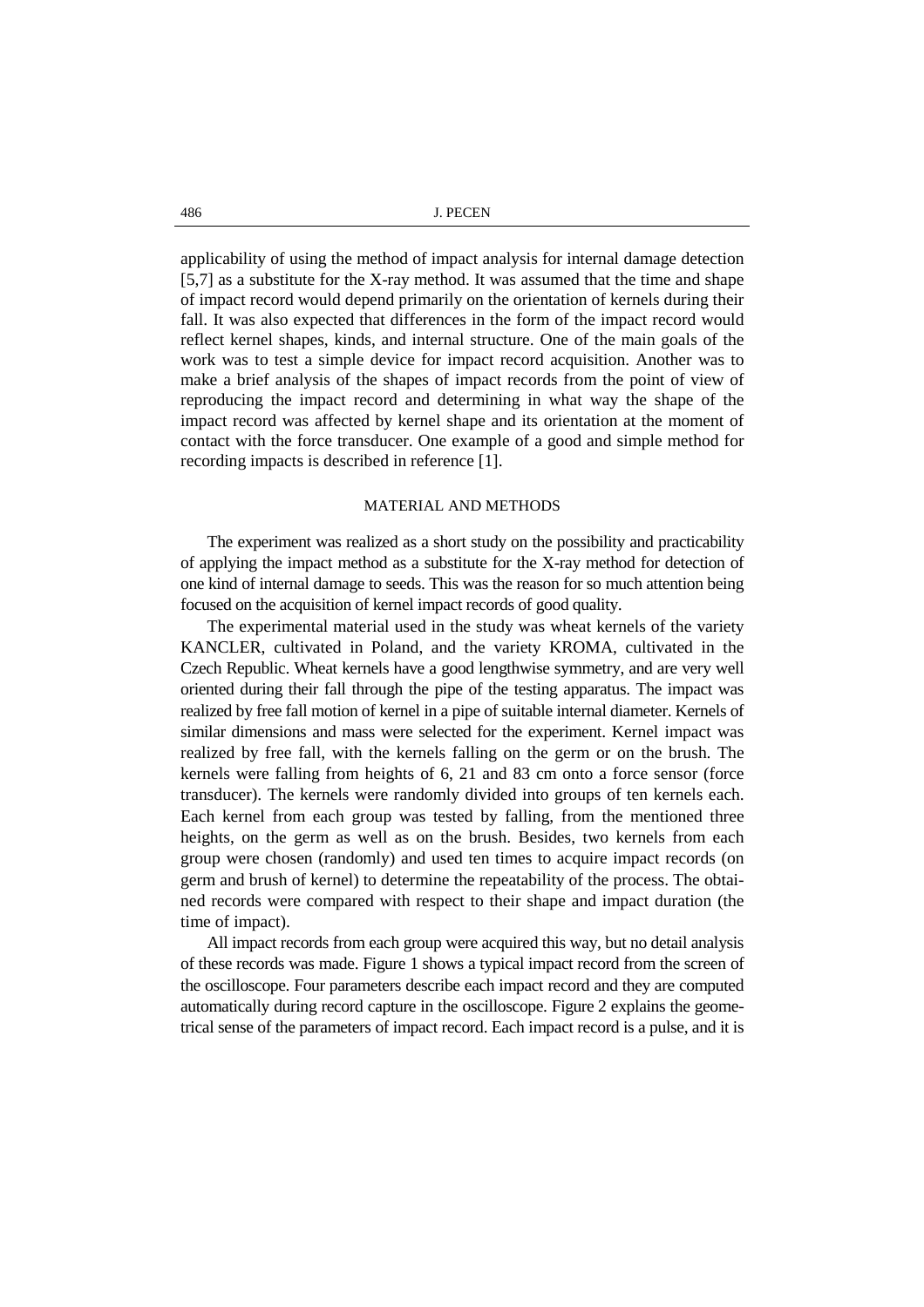applicability of using the method of impact analysis for internal damage detection [5,7] as a substitute for the X-ray method. It was assumed that the time and shape of impact record would depend primarily on the orientation of kernels during their fall. It was also expected that differences in the form of the impact record would reflect kernel shapes, kinds, and internal structure. One of the main goals of the work was to test a simple device for impact record acquisition. Another was to make a brief analysis of the shapes of impact records from the point of view of reproducing the impact record and determining in what way the shape of the impact record was affected by kernel shape and its orientation at the moment of contact with the force transducer. One example of a good and simple method for recording impacts is described in reference [1].

## MATERIAL AND METHODS

The experiment was realized as a short study on the possibility and practicability of applying the impact method as a substitute for the X-ray method for detection of one kind of internal damage to seeds. This was the reason for so much attention being focused on the acquisition of kernel impact records of good quality.

The experimental material used in the study was wheat kernels of the variety KANCLER, cultivated in Poland, and the variety KROMA, cultivated in the Czech Republic. Wheat kernels have a good lengthwise symmetry, and are very well oriented during their fall through the pipe of the testing apparatus. The impact was realized by free fall motion of kernel in a pipe of suitable internal diameter. Kernels of similar dimensions and mass were selected for the experiment. Kernel impact was realized by free fall, with the kernels falling on the germ or on the brush. The kernels were falling from heights of 6, 21 and 83 cm onto a force sensor (force transducer). The kernels were randomly divided into groups of ten kernels each. Each kernel from each group was tested by falling, from the mentioned three heights, on the germ as well as on the brush. Besides, two kernels from each group were chosen (randomly) and used ten times to acquire impact records (on germ and brush of kernel) to determine the repeatability of the process. The obtained records were compared with respect to their shape and impact duration (the time of impact).

All impact records from each group were acquired this way, but no detail analysis of these records was made. Figure 1 shows a typical impact record from the screen of the oscilloscope. Four parameters describe each impact record and they are computed automatically during record capture in the oscilloscope. Figure 2 explains the geometrical sense of the parameters of impact record. Each impact record is a pulse, and it is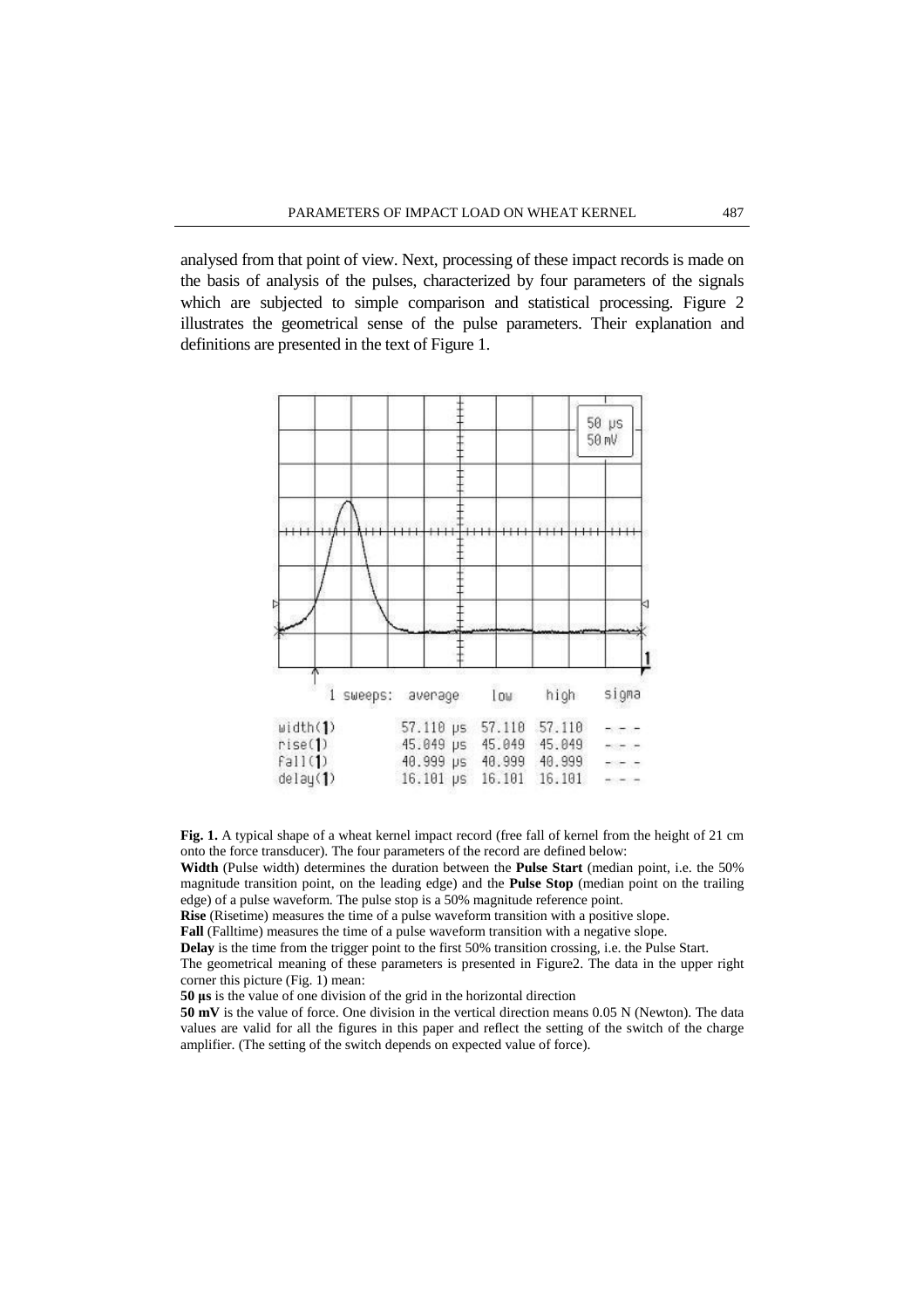analysed from that point of view. Next, processing of these impact records is made on the basis of analysis of the pulses, characterized by four parameters of the signals which are subjected to simple comparison and statistical processing. Figure 2 illustrates the geometrical sense of the pulse parameters. Their explanation and definitions are presented in the text of Figure 1.

| 1 sweeps: | average | low | high | sigma |
|---|---|---|---|---|
| width(1) | 57.110 µs | 57.110 | 57.110 | - - - |
| rise(1) | 45.049 µs | 45.049 | 45.049 | - - - |
| fall(1) | 40.999 µs | 40.999 | 40.999 | - - - |
| delay(1) | 16.101 µs | 16.101 | 16.101 | - - - |

**Fig. 1.** A typical shape of a wheat kernel impact record (free fall of kernel from the height of 21 cm onto the force transducer). The four parameters of the record are defined below:

**Width** (Pulse width) determines the duration between the **Pulse Start** (median point, i.e. the 50% magnitude transition point, on the leading edge) and the **Pulse Stop** (median point on the trailing edge) of a pulse waveform. The pulse stop is a 50% magnitude reference point.

**Rise** (Risetime) measures the time of a pulse waveform transition with a positive slope.

**Fall** (Falltime) measures the time of a pulse waveform transition with a negative slope.

**Delay** is the time from the trigger point to the first 50% transition crossing, i.e. the Pulse Start.

The geometrical meaning of these parameters is presented in Figure2. The data in the upper right corner this picture (Fig. 1) mean:

**50 µs** is the value of one division of the grid in the horizontal direction

**50 mV** is the value of force. One division in the vertical direction means 0.05 N (Newton). The data values are valid for all the figures in this paper and reflect the setting of the switch of the charge amplifier. (The setting of the switch depends on expected value of force).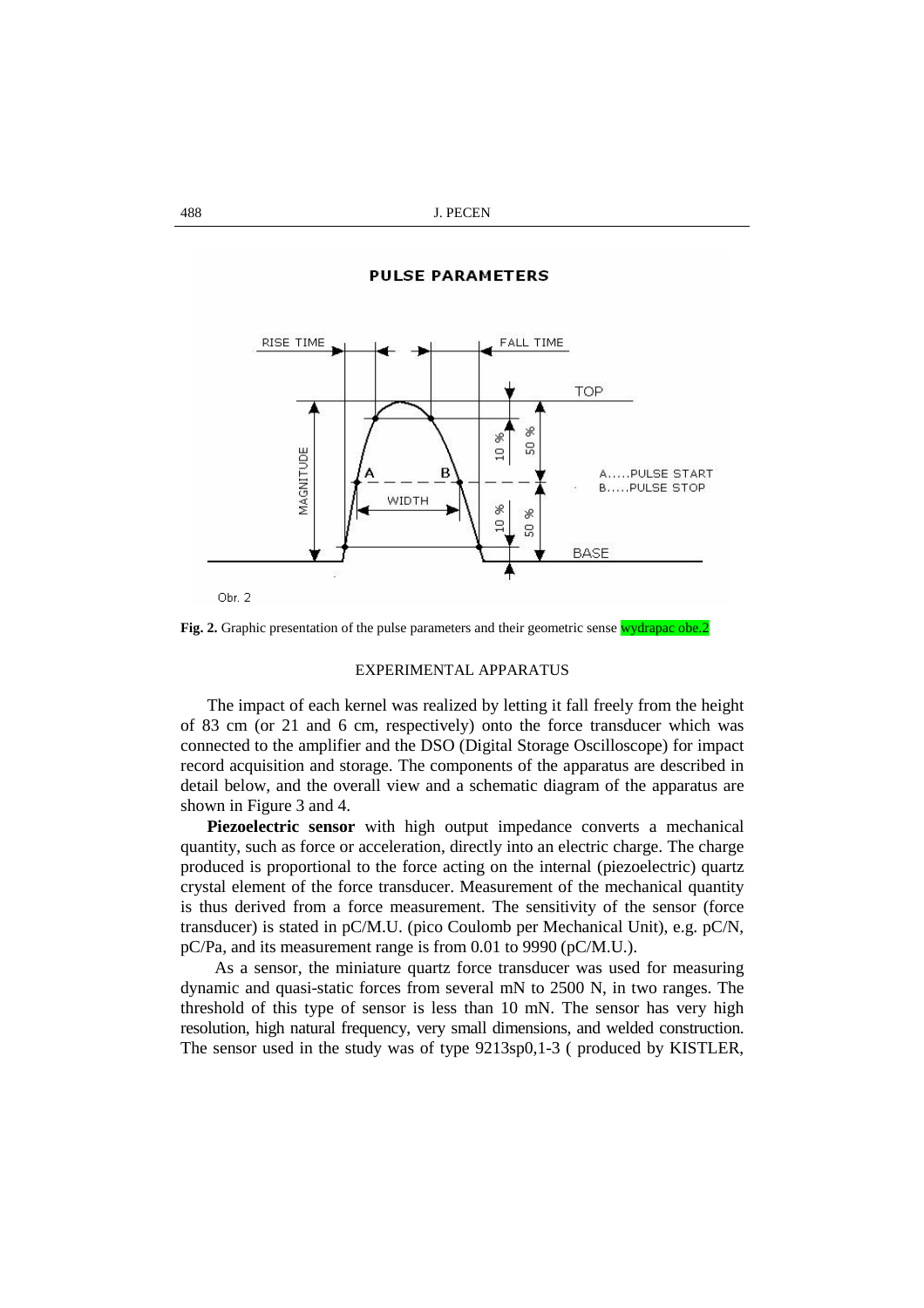**Fig. 2.** Graphic presentation of the pulse parameters and their geometric sense wydrapac obe.2

## EXPERIMENTAL APPARATUS

The impact of each kernel was realized by letting it fall freely from the height of 83 cm (or 21 and 6 cm, respectively) onto the force transducer which was connected to the amplifier and the DSO (Digital Storage Oscilloscope) for impact record acquisition and storage. The components of the apparatus are described in detail below, and the overall view and a schematic diagram of the apparatus are shown in Figure 3 and 4.

**Piezoelectric sensor** with high output impedance converts a mechanical quantity, such as force or acceleration, directly into an electric charge. The charge produced is proportional to the force acting on the internal (piezoelectric) quartz crystal element of the force transducer. Measurement of the mechanical quantity is thus derived from a force measurement. The sensitivity of the sensor (force transducer) is stated in pC/M.U. (pico Coulomb per Mechanical Unit), e.g. pC/N, pC/Pa, and its measurement range is from 0.01 to 9990 (pC/M.U.).

As a sensor, the miniature quartz force transducer was used for measuring dynamic and quasi-static forces from several mN to 2500 N, in two ranges. The threshold of this type of sensor is less than 10 mN. The sensor has very high resolution, high natural frequency, very small dimensions, and welded construction. The sensor used in the study was of type 9213sp0,1-3 ( produced by KISTLER,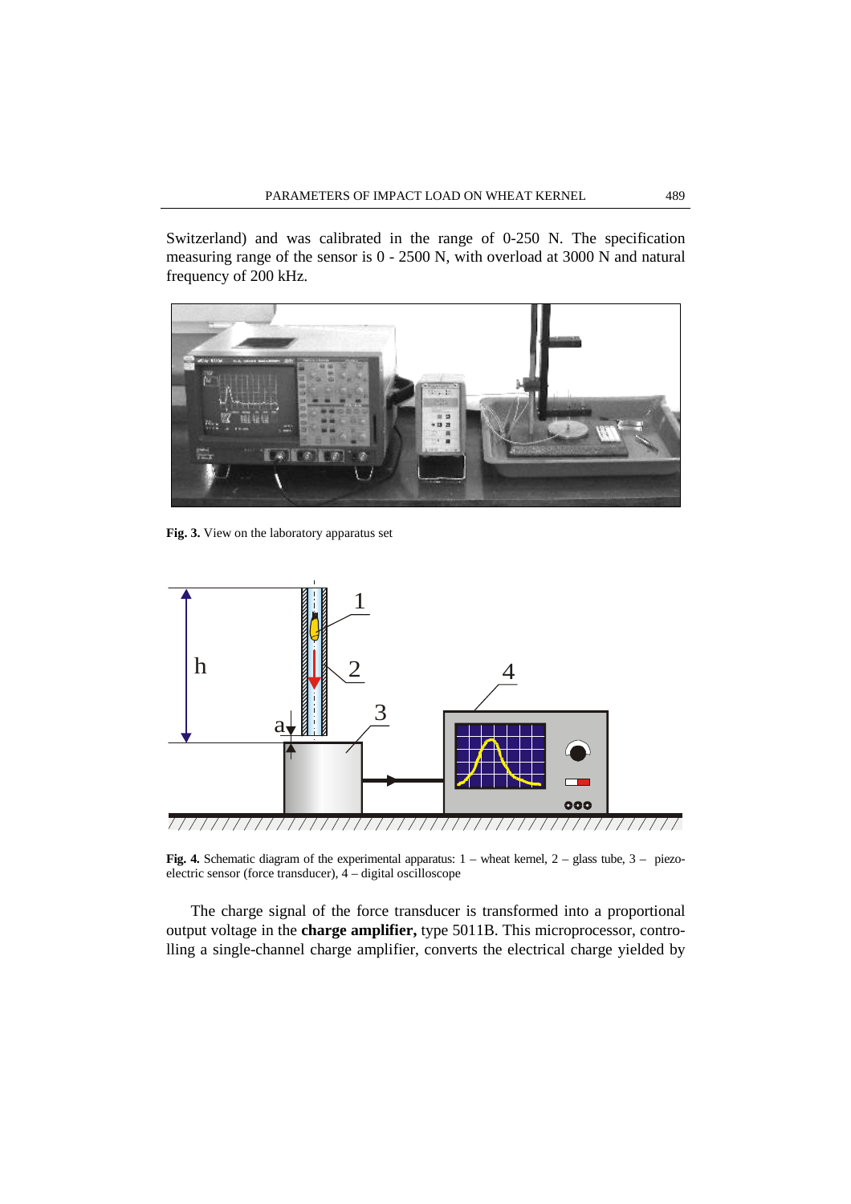Switzerland) and was calibrated in the range of 0-250 N. The specification measuring range of the sensor is 0 - 2500 N, with overload at 3000 N and natural frequency of 200 kHz.

**Fig. 3.** View on the laboratory apparatus set

**Fig. 4.** Schematic diagram of the experimental apparatus: 1 – wheat kernel, 2 – glass tube, 3 – piezo-electric sensor (force transducer), 4 – digital oscilloscope

The charge signal of the force transducer is transformed into a proportional output voltage in the **charge amplifier,** type 5011B. This microprocessor, controlling a single-channel charge amplifier, converts the electrical charge yielded by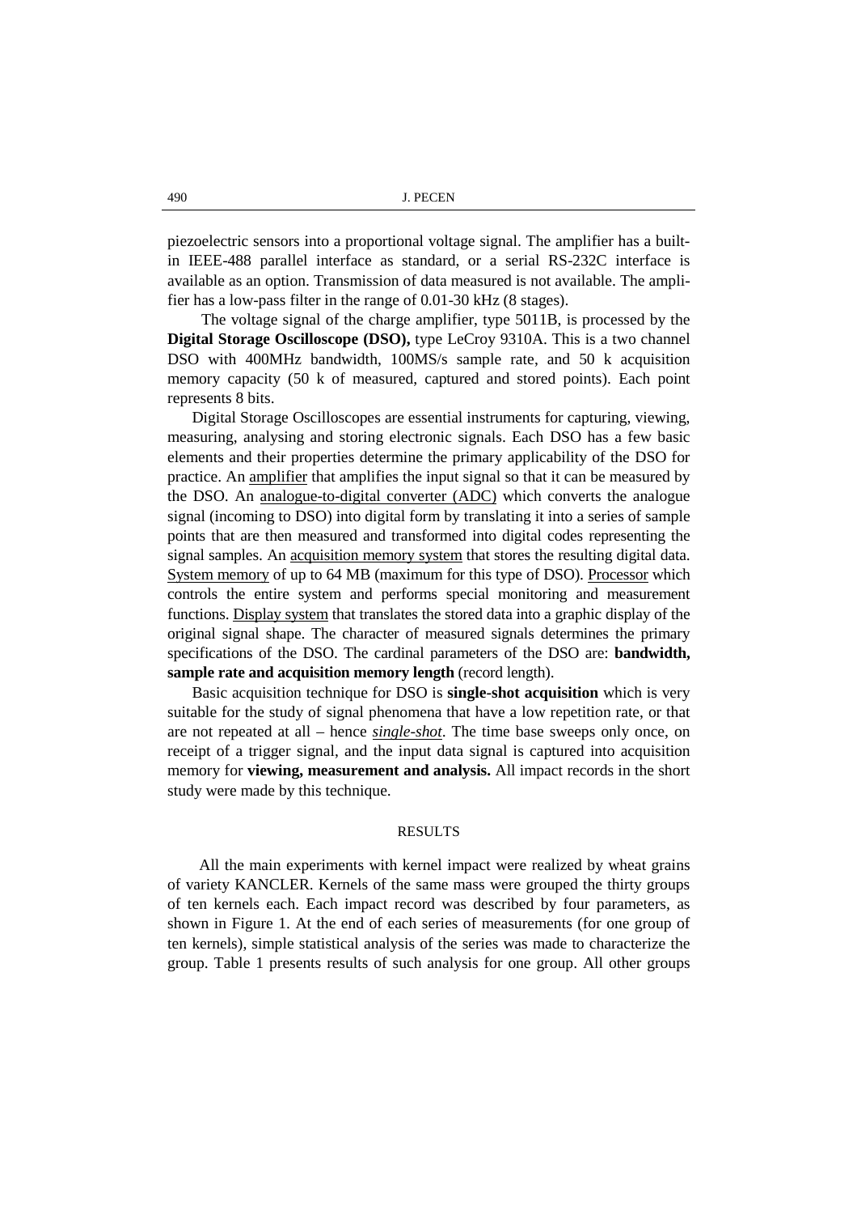piezoelectric sensors into a proportional voltage signal. The amplifier has a built-in IEEE-488 parallel interface as standard, or a serial RS-232C interface is available as an option. Transmission of data measured is not available. The amplifier has a low-pass filter in the range of 0.01-30 kHz (8 stages).

The voltage signal of the charge amplifier, type 5011B, is processed by the **Digital Storage Oscilloscope (DSO),** type LeCroy 9310A. This is a two channel DSO with 400MHz bandwidth, 100MS/s sample rate, and 50 k acquisition memory capacity (50 k of measured, captured and stored points). Each point represents 8 bits.

Digital Storage Oscilloscopes are essential instruments for capturing, viewing, measuring, analysing and storing electronic signals. Each DSO has a few basic elements and their properties determine the primary applicability of the DSO for practice. An amplifier that amplifies the input signal so that it can be measured by the DSO. An analogue-to-digital converter (ADC) which converts the analogue signal (incoming to DSO) into digital form by translating it into a series of sample points that are then measured and transformed into digital codes representing the signal samples. An acquisition memory system that stores the resulting digital data. System memory of up to 64 MB (maximum for this type of DSO). Processor which controls the entire system and performs special monitoring and measurement functions. Display system that translates the stored data into a graphic display of the original signal shape. The character of measured signals determines the primary specifications of the DSO. The cardinal parameters of the DSO are: **bandwidth, sample rate and acquisition memory length** (record length).

Basic acquisition technique for DSO is **single-shot acquisition** which is very suitable for the study of signal phenomena that have a low repetition rate, or that are not repeated at all – hence ***single-shot***. The time base sweeps only once, on receipt of a trigger signal, and the input data signal is captured into acquisition memory for **viewing, measurement and analysis.** All impact records in the short study were made by this technique.

## RESULTS

All the main experiments with kernel impact were realized by wheat grains of variety KANCLER. Kernels of the same mass were grouped the thirty groups of ten kernels each. Each impact record was described by four parameters, as shown in Figure 1. At the end of each series of measurements (for one group of ten kernels), simple statistical analysis of the series was made to characterize the group. Table 1 presents results of such analysis for one group. All other groups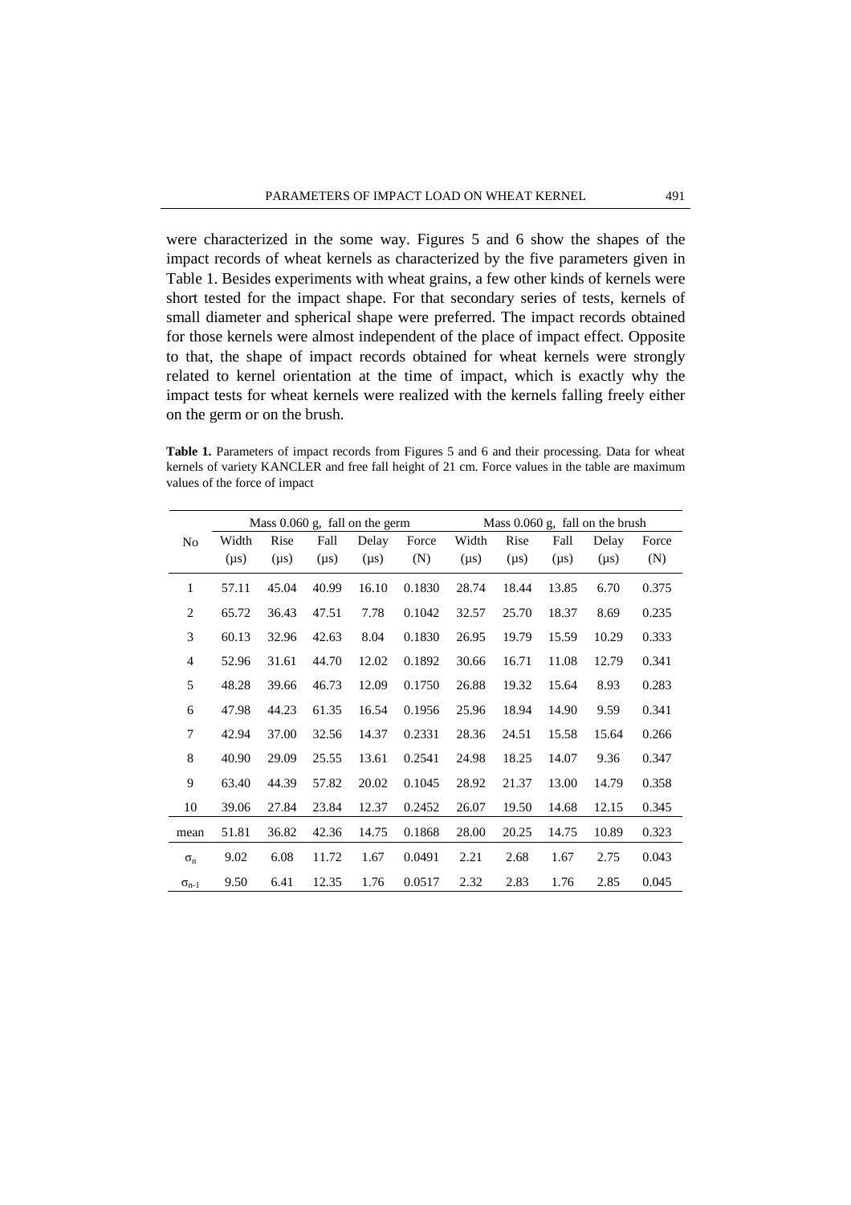were characterized in the some way. Figures 5 and 6 show the shapes of the impact records of wheat kernels as characterized by the five parameters given in Table 1. Besides experiments with wheat grains, a few other kinds of kernels were short tested for the impact shape. For that secondary series of tests, kernels of small diameter and spherical shape were preferred. The impact records obtained for those kernels were almost independent of the place of impact effect. Opposite to that, the shape of impact records obtained for wheat kernels were strongly related to kernel orientation at the time of impact, which is exactly why the impact tests for wheat kernels were realized with the kernels falling freely either on the germ or on the brush.

**Table 1.** Parameters of impact records from Figures 5 and 6 and their processing. Data for wheat kernels of variety KANCLER and free fall height of 21 cm. Force values in the table are maximum values of the force of impact

| No | Mass 0.060 g, fall on the germ | | | | | Mass 0.060 g, fall on the brush | | | | |
|---|---|---|---|---|---|---|---|---|---|---|
| | Width (μs) | Rise (μs) | Fall (μs) | Delay (μs) | Force (N) | Width (μs) | Rise (μs) | Fall (μs) | Delay (μs) | Force (N) |
| 1 | 57.11 | 45.04 | 40.99 | 16.10 | 0.1830 | 28.74 | 18.44 | 13.85 | 6.70 | 0.375 |
| 2 | 65.72 | 36.43 | 47.51 | 7.78 | 0.1042 | 32.57 | 25.70 | 18.37 | 8.69 | 0.235 |
| 3 | 60.13 | 32.96 | 42.63 | 8.04 | 0.1830 | 26.95 | 19.79 | 15.59 | 10.29 | 0.333 |
| 4 | 52.96 | 31.61 | 44.70 | 12.02 | 0.1892 | 30.66 | 16.71 | 11.08 | 12.79 | 0.341 |
| 5 | 48.28 | 39.66 | 46.73 | 12.09 | 0.1750 | 26.88 | 19.32 | 15.64 | 8.93 | 0.283 |
| 6 | 47.98 | 44.23 | 61.35 | 16.54 | 0.1956 | 25.96 | 18.94 | 14.90 | 9.59 | 0.341 |
| 7 | 42.94 | 37.00 | 32.56 | 14.37 | 0.2331 | 28.36 | 24.51 | 15.58 | 15.64 | 0.266 |
| 8 | 40.90 | 29.09 | 25.55 | 13.61 | 0.2541 | 24.98 | 18.25 | 14.07 | 9.36 | 0.347 |
| 9 | 63.40 | 44.39 | 57.82 | 20.02 | 0.1045 | 28.92 | 21.37 | 13.00 | 14.79 | 0.358 |
| 10 | 39.06 | 27.84 | 23.84 | 12.37 | 0.2452 | 26.07 | 19.50 | 14.68 | 12.15 | 0.345 |
| mean | 51.81 | 36.82 | 42.36 | 14.75 | 0.1868 | 28.00 | 20.25 | 14.75 | 10.89 | 0.323 |
| $\sigma_n$ | 9.02 | 6.08 | 11.72 | 1.67 | 0.0491 | 2.21 | 2.68 | 1.67 | 2.75 | 0.043 |
| $\sigma_{n-1}$ | 9.50 | 6.41 | 12.35 | 1.76 | 0.0517 | 2.32 | 2.83 | 1.76 | 2.85 | 0.045 |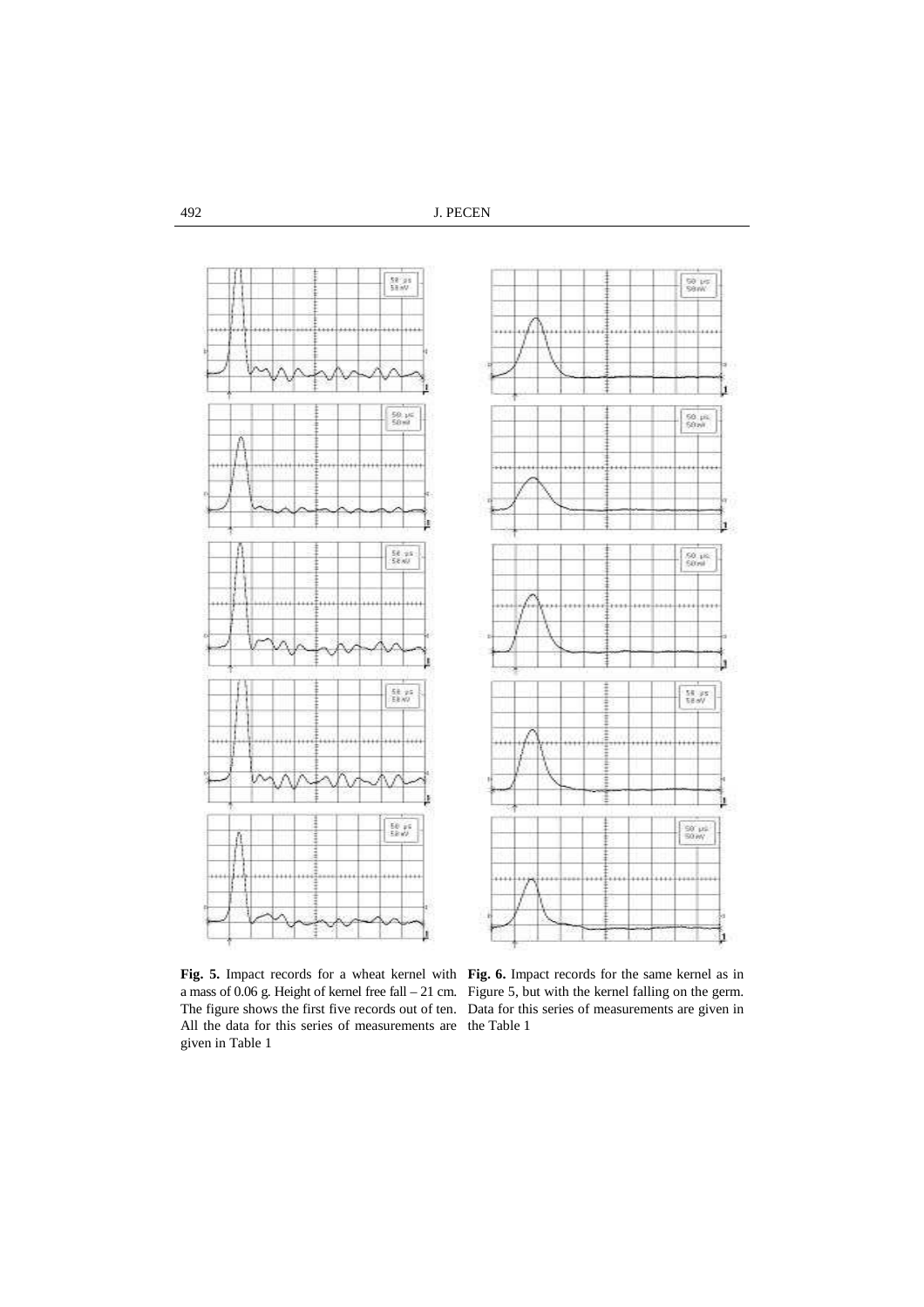**Fig. 5.** Impact records for a wheat kernel with a mass of 0.06 g. Height of kernel free fall – 21 cm. The figure shows the first five records out of ten. All the data for this series of measurements are given in Table 1

**Fig. 6.** Impact records for the same kernel as in Figure 5, but with the kernel falling on the germ. Data for this series of measurements are given in the Table 1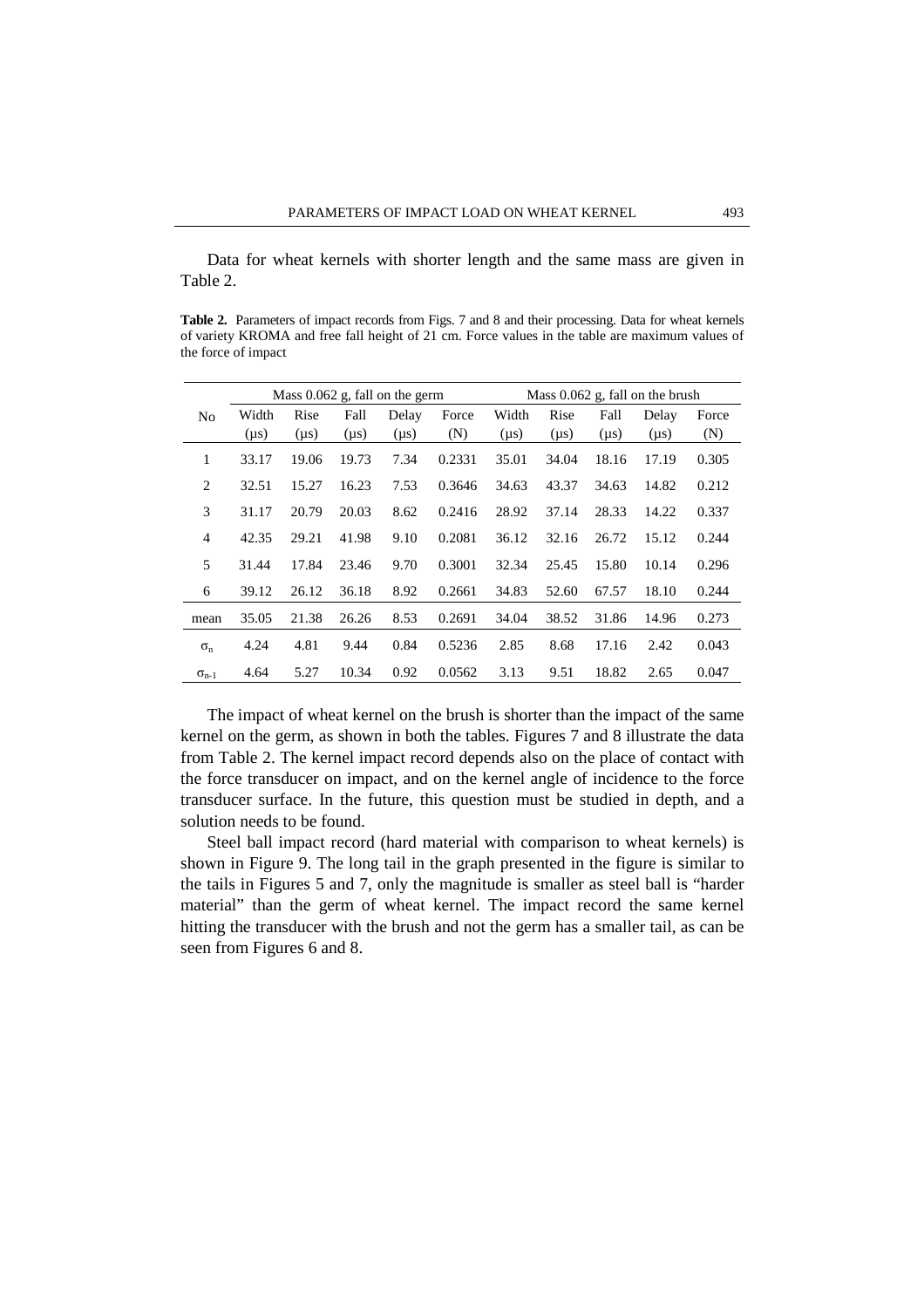Data for wheat kernels with shorter length and the same mass are given in Table 2.

**Table 2.** Parameters of impact records from Figs. 7 and 8 and their processing. Data for wheat kernels of variety KROMA and free fall height of 21 cm. Force values in the table are maximum values of the force of impact

| No | Mass 0.062 g, fall on the germ | | | | | Mass 0.062 g, fall on the brush | | | | |
|---|---|---|---|---|---|---|---|---|---|---|
| | Width (μs) | Rise (μs) | Fall (μs) | Delay (μs) | Force (N) | Width (μs) | Rise (μs) | Fall (μs) | Delay (μs) | Force (N) |
| 1 | 33.17 | 19.06 | 19.73 | 7.34 | 0.2331 | 35.01 | 34.04 | 18.16 | 17.19 | 0.305 |
| 2 | 32.51 | 15.27 | 16.23 | 7.53 | 0.3646 | 34.63 | 43.37 | 34.63 | 14.82 | 0.212 |
| 3 | 31.17 | 20.79 | 20.03 | 8.62 | 0.2416 | 28.92 | 37.14 | 28.33 | 14.22 | 0.337 |
| 4 | 42.35 | 29.21 | 41.98 | 9.10 | 0.2081 | 36.12 | 32.16 | 26.72 | 15.12 | 0.244 |
| 5 | 31.44 | 17.84 | 23.46 | 9.70 | 0.3001 | 32.34 | 25.45 | 15.80 | 10.14 | 0.296 |
| 6 | 39.12 | 26.12 | 36.18 | 8.92 | 0.2661 | 34.83 | 52.60 | 67.57 | 18.10 | 0.244 |
| mean | 35.05 | 21.38 | 26.26 | 8.53 | 0.2691 | 34.04 | 38.52 | 31.86 | 14.96 | 0.273 |
| $\sigma_n$ | 4.24 | 4.81 | 9.44 | 0.84 | 0.5236 | 2.85 | 8.68 | 17.16 | 2.42 | 0.043 |
| $\sigma_{n-1}$ | 4.64 | 5.27 | 10.34 | 0.92 | 0.0562 | 3.13 | 9.51 | 18.82 | 2.65 | 0.047 |

The impact of wheat kernel on the brush is shorter than the impact of the same kernel on the germ, as shown in both the tables. Figures 7 and 8 illustrate the data from Table 2. The kernel impact record depends also on the place of contact with the force transducer on impact, and on the kernel angle of incidence to the force transducer surface. In the future, this question must be studied in depth, and a solution needs to be found.

Steel ball impact record (hard material with comparison to wheat kernels) is shown in Figure 9. The long tail in the graph presented in the figure is similar to the tails in Figures 5 and 7, only the magnitude is smaller as steel ball is "harder material" than the germ of wheat kernel. The impact record the same kernel hitting the transducer with the brush and not the germ has a smaller tail, as can be seen from Figures 6 and 8.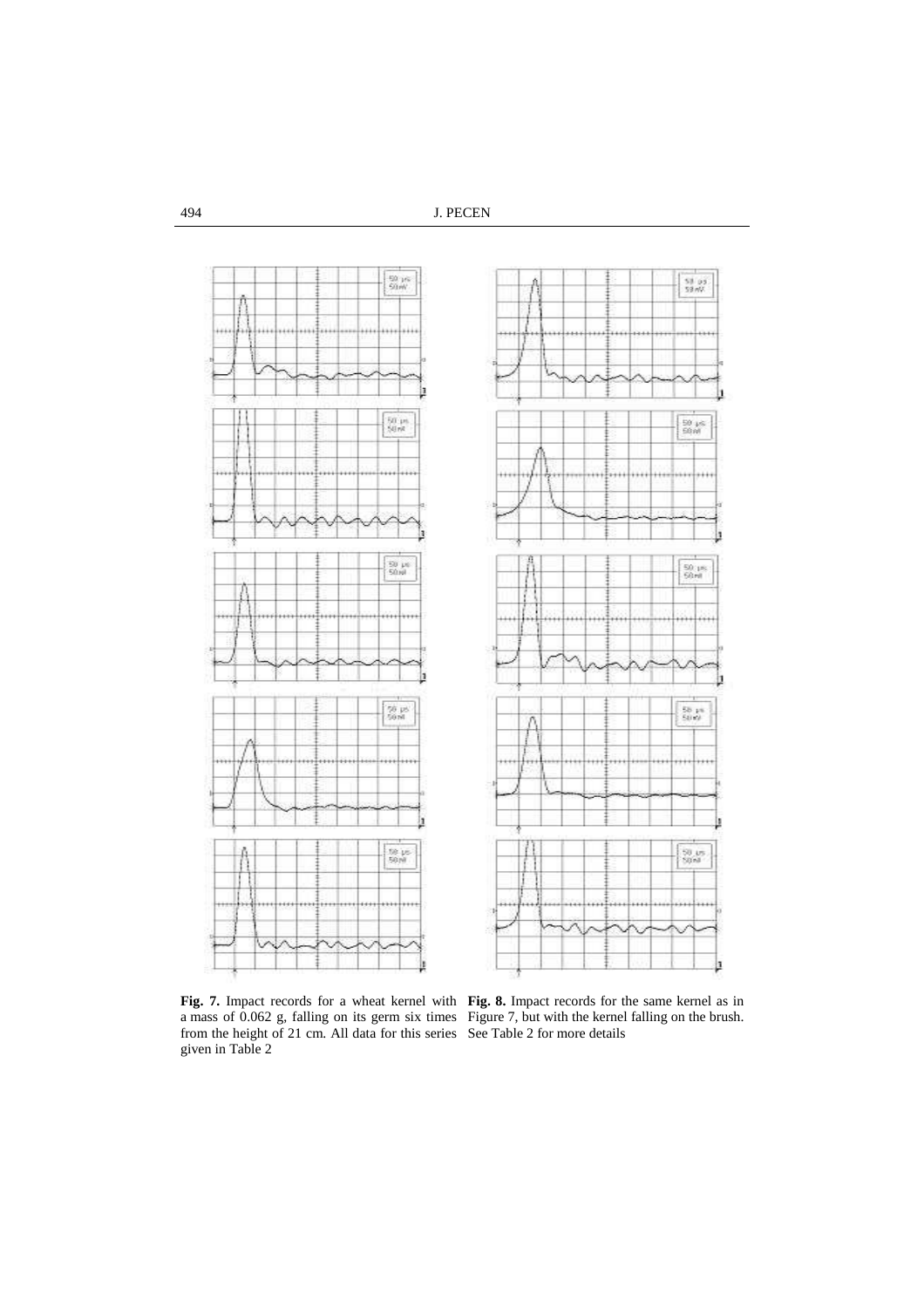**Fig. 7.** Impact records for a wheat kernel with a mass of 0.062 g, falling on its germ six times from the height of 21 cm. All data for this series given in Table 2

**Fig. 8.** Impact records for the same kernel as in Figure 7, but with the kernel falling on the brush. See Table 2 for more details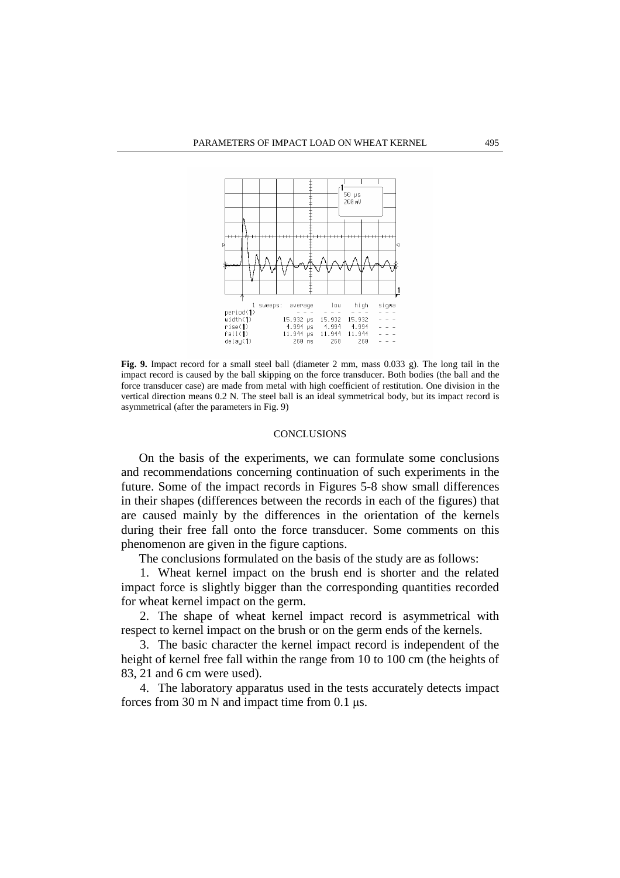**Fig. 9.** Impact record for a small steel ball (diameter 2 mm, mass 0.033 g). The long tail in the impact record is caused by the ball skipping on the force transducer. Both bodies (the ball and the force transducer case) are made from metal with high coefficient of restitution. One division in the vertical direction means 0.2 N. The steel ball is an ideal symmetrical body, but its impact record is asymmetrical (after the parameters in Fig. 9)

## CONCLUSIONS

On the basis of the experiments, we can formulate some conclusions and recommendations concerning continuation of such experiments in the future. Some of the impact records in Figures 5-8 show small differences in their shapes (differences between the records in each of the figures) that are caused mainly by the differences in the orientation of the kernels during their free fall onto the force transducer. Some comments on this phenomenon are given in the figure captions.

The conclusions formulated on the basis of the study are as follows:

1. Wheat kernel impact on the brush end is shorter and the related impact force is slightly bigger than the corresponding quantities recorded for wheat kernel impact on the germ.
2. The shape of wheat kernel impact record is asymmetrical with respect to kernel impact on the brush or on the germ ends of the kernels.
3. The basic character the kernel impact record is independent of the height of kernel free fall within the range from 10 to 100 cm (the heights of 83, 21 and 6 cm were used).
4. The laboratory apparatus used in the tests accurately detects impact forces from 30 m N and impact time from 0.1 μs.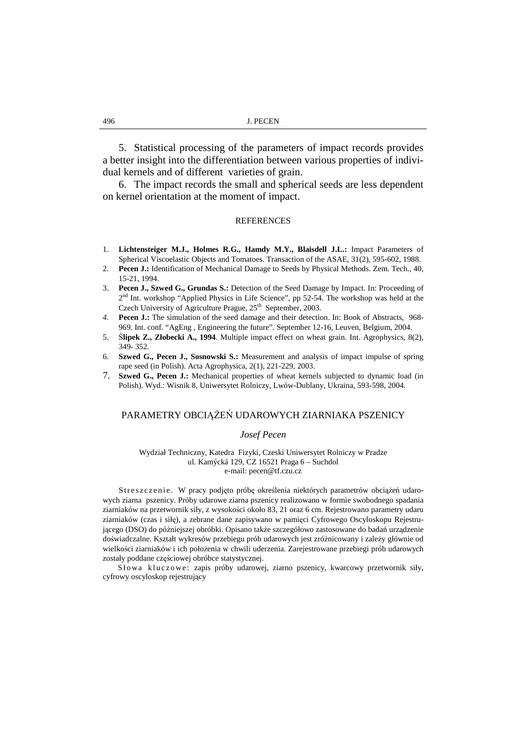5. Statistical processing of the parameters of impact records provides a better insight into the differentiation between various properties of individual kernels and of different varieties of grain.

6. The impact records the small and spherical seeds are less dependent on kernel orientation at the moment of impact.

## REFERENCES

1. **Lichtensteiger M.J., Holmes R.G., Hamdy M.Y., Blaisdell J.L.:** Impact Parameters of Spherical Viscoelastic Objects and Tomatoes. Transaction of the ASAE, 31(2), 595-602, 1988.
2. **Pecen J.:** Identification of Mechanical Damage to Seeds by Physical Methods. Zem. Tech., 40, 15-21, 1994.
3. **Pecen J., Szwed G., Grundas S.:** Detection of the Seed Damage by Impact. In: Proceeding of 2nd Int. workshop "Applied Physics in Life Science", pp 52-54. The workshop was held at the Czech University of Agriculture Prague, 25th September, 2003.
4. **Pecen J.:** The simulation of the seed damage and their detection. In: Book of Abstracts, 968-969. Int. conf. "AgEng , Engineering the future". September 12-16, Leuven, Belgium, 2004.
5. **Ślipek Z., Złobecki A., 1994**. Multiple impact effect on wheat grain. Int. Agrophysics, 8(2), 349- 352.
6. **Szwed G., Pecen J., Sosnowski S.:** Measurement and analysis of impact impulse of spring rape seed (in Polish). Acta Agrophysica, 2(1), 221-229, 2003.
7. **Szwed G., Pecen J.:** Mechanical properties of wheat kernels subjected to dynamic load (in Polish). Wyd.: Wisnik 8, Uniwersytet Rolniczy, Lwów-Dublany, Ukraina, 593-598, 2004.

## PARAMETRY OBCIĄŻEŃ UDAROWYCH ZIARNIAKA PSZENICY

*Josef Pecen*

Wydział Techniczny, Katedra Fizyki, Czeski Uniwersytet Rolniczy w Pradze
ul. Kamýcká 129, CZ 16521 Praga 6 – Suchdol
e-mail: pecen@tf.czu.cz

Streszczenie. W pracy podjęto próbę określenia niektórych parametrów obciążeń udarowych ziarna pszenicy. Próby udarowe ziarna pszenicy realizowano w formie swobodnego spadania ziarniaków na przetwornik siły, z wysokości około 83, 21 oraz 6 cm. Rejestrowano parametry udaru ziarniaków (czas i siłę), a zebrane dane zapisywano w pamięci Cyfrowego Oscyloskopu Rejestrującego (DSO) do późniejszej obróbki. Opisano także szczegółowo zastosowane do badań urządzenie doświadczalne. Kształt wykresów przebiegu prób udarowych jest zróżnicowany i zależy głównie od wielkości ziarniaków i ich położenia w chwili uderzenia. Zarejestrowane przebiegi prób udarowych zostały poddane częściowej obróbce statystycznej.

Słowa kluczowe: zapis próby udarowej, ziarno pszenicy, kwarcowy przetwornik siły, cyfrowy oscyloskop rejestrujący